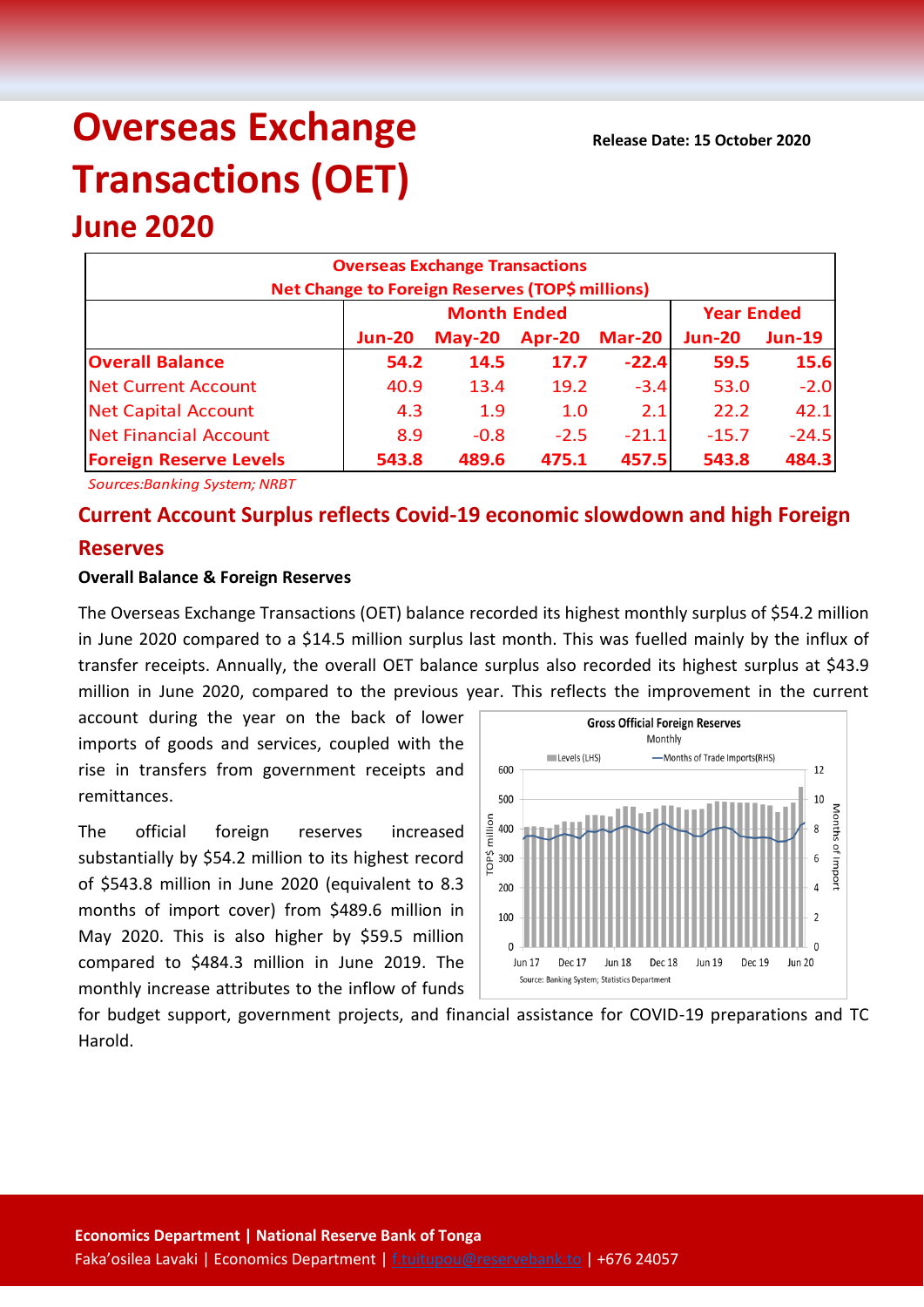# Overseas Exchange Transactions (OET)

## June 2020

**Release Date: 15 October 2020**

| Overseas Exchange Transactions<br>Net Change to Foreign Reserves (TOP$ millions) | | | | | | |
|---|---|---|---|---|---|---|
| | Month Ended | | | | Year Ended | |
| | Jun-20 | May-20 | Apr-20 | Mar-20 | Jun-20 | Jun-19 |
| **Overall Balance** | **54.2** | **14.5** | **17.7** | **-22.4** | **59.5** | **15.6** |
| Net Current Account | 40.9 | 13.4 | 19.2 | -3.4 | 53.0 | -2.0 |
| Net Capital Account | 4.3 | 1.9 | 1.0 | 2.1 | 22.2 | 42.1 |
| Net Financial Account | 8.9 | -0.8 | -2.5 | -21.1 | -15.7 | -24.5 |
| **Foreign Reserve Levels** | **543.8** | **489.6** | **475.1** | **457.5** | **543.8** | **484.3** |

*Sources:Banking System; NRBT*

## Current Account Surplus reflects Covid-19 economic slowdown and high Foreign Reserves

### Overall Balance & Foreign Reserves

The Overseas Exchange Transactions (OET) balance recorded its highest monthly surplus of $54.2 million in June 2020 compared to a $14.5 million surplus last month. This was fuelled mainly by the influx of transfer receipts. Annually, the overall OET balance surplus also recorded its highest surplus at $43.9 million in June 2020, compared to the previous year. This reflects the improvement in the current account during the year on the back of lower imports of goods and services, coupled with the rise in transfers from government receipts and remittances.

The official foreign reserves increased substantially by $54.2 million to its highest record of $543.8 million in June 2020 (equivalent to 8.3 months of import cover) from $489.6 million in May 2020. This is also higher by $59.5 million compared to $484.3 million in June 2019. The monthly increase attributes to the inflow of funds for budget support, government projects, and financial assistance for COVID-19 preparations and TC Harold.

**Gross Official Foreign Reserves**
Monthly

Source: Banking System; Statistics Department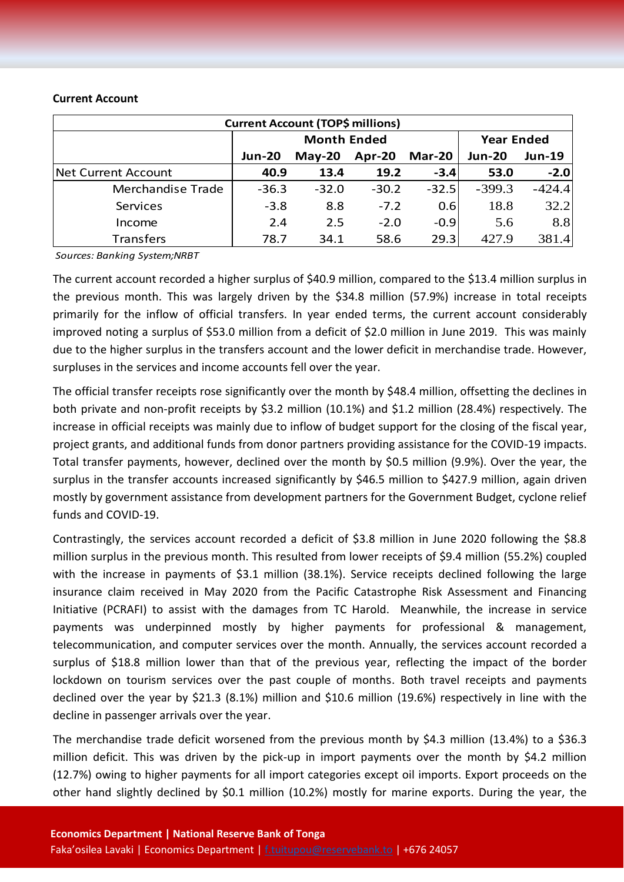**Current Account**

| Current Account (TOP$ millions) | | | | | | |
|---|---|---|---|---|---|---|
| | Month Ended | | | | Year Ended | |
| | Jun-20 | May-20 | Apr-20 | Mar-20 | Jun-20 | Jun-19 |
| Net Current Account | **40.9** | **13.4** | **19.2** | **-3.4** | **53.0** | **-2.0** |
| Merchandise Trade | -36.3 | -32.0 | -30.2 | -32.5 | -399.3 | -424.4 |
| Services | -3.8 | 8.8 | -7.2 | 0.6 | 18.8 | 32.2 |
| Income | 2.4 | 2.5 | -2.0 | -0.9 | 5.6 | 8.8 |
| Transfers | 78.7 | 34.1 | 58.6 | 29.3 | 427.9 | 381.4 |

*Sources: Banking System;NRBT*

The current account recorded a higher surplus of $40.9 million, compared to the $13.4 million surplus in the previous month. This was largely driven by the $34.8 million (57.9%) increase in total receipts primarily for the inflow of official transfers. In year ended terms, the current account considerably improved noting a surplus of $53.0 million from a deficit of $2.0 million in June 2019. This was mainly due to the higher surplus in the transfers account and the lower deficit in merchandise trade. However, surpluses in the services and income accounts fell over the year.

The official transfer receipts rose significantly over the month by $48.4 million, offsetting the declines in both private and non-profit receipts by $3.2 million (10.1%) and $1.2 million (28.4%) respectively. The increase in official receipts was mainly due to inflow of budget support for the closing of the fiscal year, project grants, and additional funds from donor partners providing assistance for the COVID-19 impacts. Total transfer payments, however, declined over the month by $0.5 million (9.9%). Over the year, the surplus in the transfer accounts increased significantly by $46.5 million to $427.9 million, again driven mostly by government assistance from development partners for the Government Budget, cyclone relief funds and COVID-19.

Contrastingly, the services account recorded a deficit of $3.8 million in June 2020 following the $8.8 million surplus in the previous month. This resulted from lower receipts of $9.4 million (55.2%) coupled with the increase in payments of $3.1 million (38.1%). Service receipts declined following the large insurance claim received in May 2020 from the Pacific Catastrophe Risk Assessment and Financing Initiative (PCRAFI) to assist with the damages from TC Harold. Meanwhile, the increase in service payments was underpinned mostly by higher payments for professional & management, telecommunication, and computer services over the month. Annually, the services account recorded a surplus of $18.8 million lower than that of the previous year, reflecting the impact of the border lockdown on tourism services over the past couple of months. Both travel receipts and payments declined over the year by $21.3 (8.1%) million and $10.6 million (19.6%) respectively in line with the decline in passenger arrivals over the year.

The merchandise trade deficit worsened from the previous month by $4.3 million (13.4%) to a $36.3 million deficit. This was driven by the pick-up in import payments over the month by $4.2 million (12.7%) owing to higher payments for all import categories except oil imports. Export proceeds on the other hand slightly declined by $0.1 million (10.2%) mostly for marine exports. During the year, the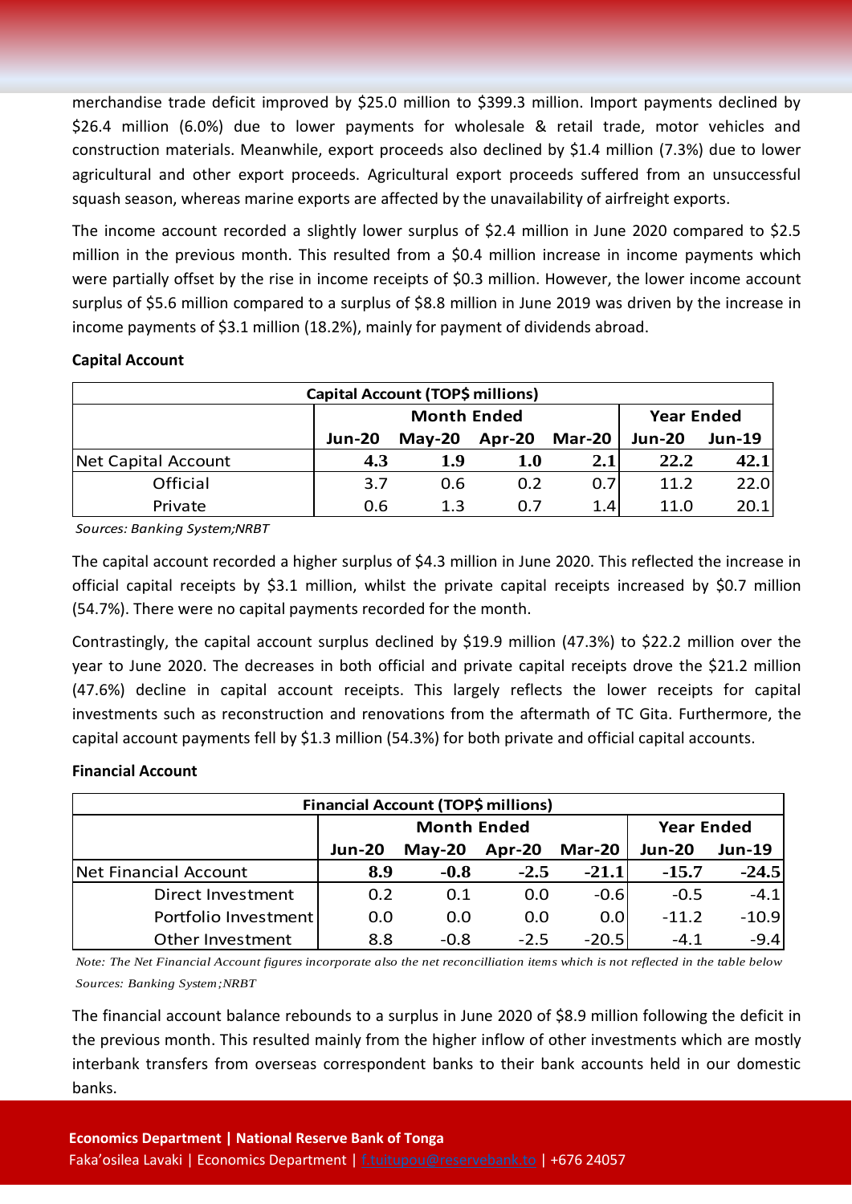merchandise trade deficit improved by $25.0 million to $399.3 million. Import payments declined by $26.4 million (6.0%) due to lower payments for wholesale & retail trade, motor vehicles and construction materials. Meanwhile, export proceeds also declined by $1.4 million (7.3%) due to lower agricultural and other export proceeds. Agricultural export proceeds suffered from an unsuccessful squash season, whereas marine exports are affected by the unavailability of airfreight exports.

The income account recorded a slightly lower surplus of $2.4 million in June 2020 compared to $2.5 million in the previous month. This resulted from a $0.4 million increase in income payments which were partially offset by the rise in income receipts of $0.3 million. However, the lower income account surplus of $5.6 million compared to a surplus of $8.8 million in June 2019 was driven by the increase in income payments of $3.1 million (18.2%), mainly for payment of dividends abroad.

**Capital Account**

| Capital Account (TOP$ millions) | | | | | | |
|---|---|---|---|---|---|---|
| | Month Ended | | | | Year Ended | |
| | Jun-20 | May-20 | Apr-20 | Mar-20 | Jun-20 | Jun-19 |
| Net Capital Account | **4.3** | **1.9** | **1.0** | **2.1** | **22.2** | **42.1** |
| Official | 3.7 | 0.6 | 0.2 | 0.7 | 11.2 | 22.0 |
| Private | 0.6 | 1.3 | 0.7 | 1.4 | 11.0 | 20.1 |

*Sources: Banking System;NRBT*

The capital account recorded a higher surplus of $4.3 million in June 2020. This reflected the increase in official capital receipts by $3.1 million, whilst the private capital receipts increased by $0.7 million (54.7%). There were no capital payments recorded for the month.

Contrastingly, the capital account surplus declined by $19.9 million (47.3%) to $22.2 million over the year to June 2020. The decreases in both official and private capital receipts drove the $21.2 million (47.6%) decline in capital account receipts. This largely reflects the lower receipts for capital investments such as reconstruction and renovations from the aftermath of TC Gita. Furthermore, the capital account payments fell by $1.3 million (54.3%) for both private and official capital accounts.

**Financial Account**

| Financial Account (TOP$ millions) | | | | | | |
|---|---|---|---|---|---|---|
| | Month Ended | | | | Year Ended | |
| | Jun-20 | May-20 | Apr-20 | Mar-20 | Jun-20 | Jun-19 |
| Net Financial Account | **8.9** | **-0.8** | **-2.5** | **-21.1** | **-15.7** | **-24.5** |
| Direct Investment | 0.2 | 0.1 | 0.0 | -0.6 | -0.5 | -4.1 |
| Portfolio Investment | 0.0 | 0.0 | 0.0 | 0.0 | -11.2 | -10.9 |
| Other Investment | 8.8 | -0.8 | -2.5 | -20.5 | -4.1 | -9.4 |

*Note: The Net Financial Account figures incorporate also the net reconcilliation items which is not reflected in the table below*

*Sources: Banking System;NRBT*

The financial account balance rebounds to a surplus in June 2020 of $8.9 million following the deficit in the previous month. This resulted mainly from the higher inflow of other investments which are mostly interbank transfers from overseas correspondent banks to their bank accounts held in our domestic banks.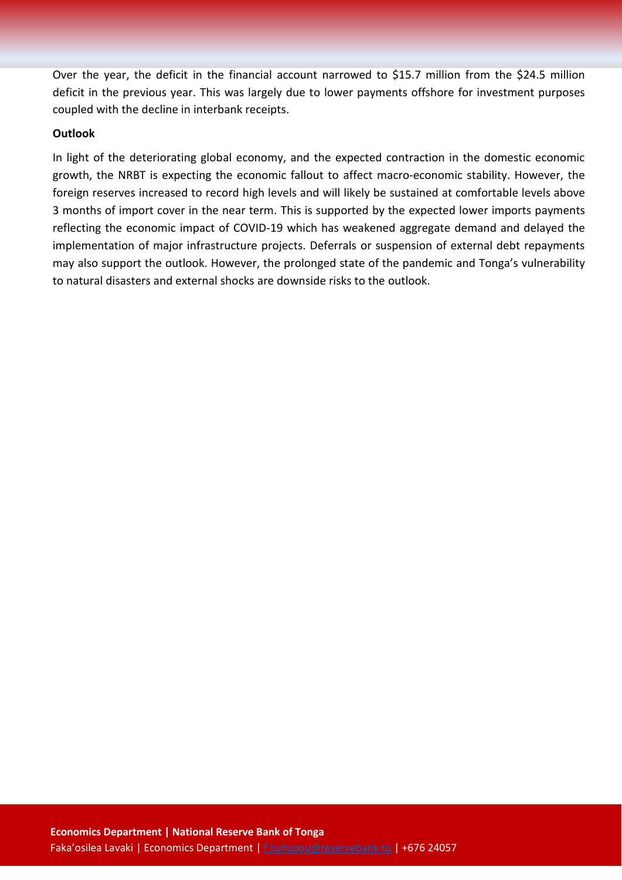Over the year, the deficit in the financial account narrowed to $15.7 million from the $24.5 million deficit in the previous year. This was largely due to lower payments offshore for investment purposes coupled with the decline in interbank receipts.

**Outlook**

In light of the deteriorating global economy, and the expected contraction in the domestic economic growth, the NRBT is expecting the economic fallout to affect macro-economic stability. However, the foreign reserves increased to record high levels and will likely be sustained at comfortable levels above 3 months of import cover in the near term. This is supported by the expected lower imports payments reflecting the economic impact of COVID-19 which has weakened aggregate demand and delayed the implementation of major infrastructure projects. Deferrals or suspension of external debt repayments may also support the outlook. However, the prolonged state of the pandemic and Tonga's vulnerability to natural disasters and external shocks are downside risks to the outlook.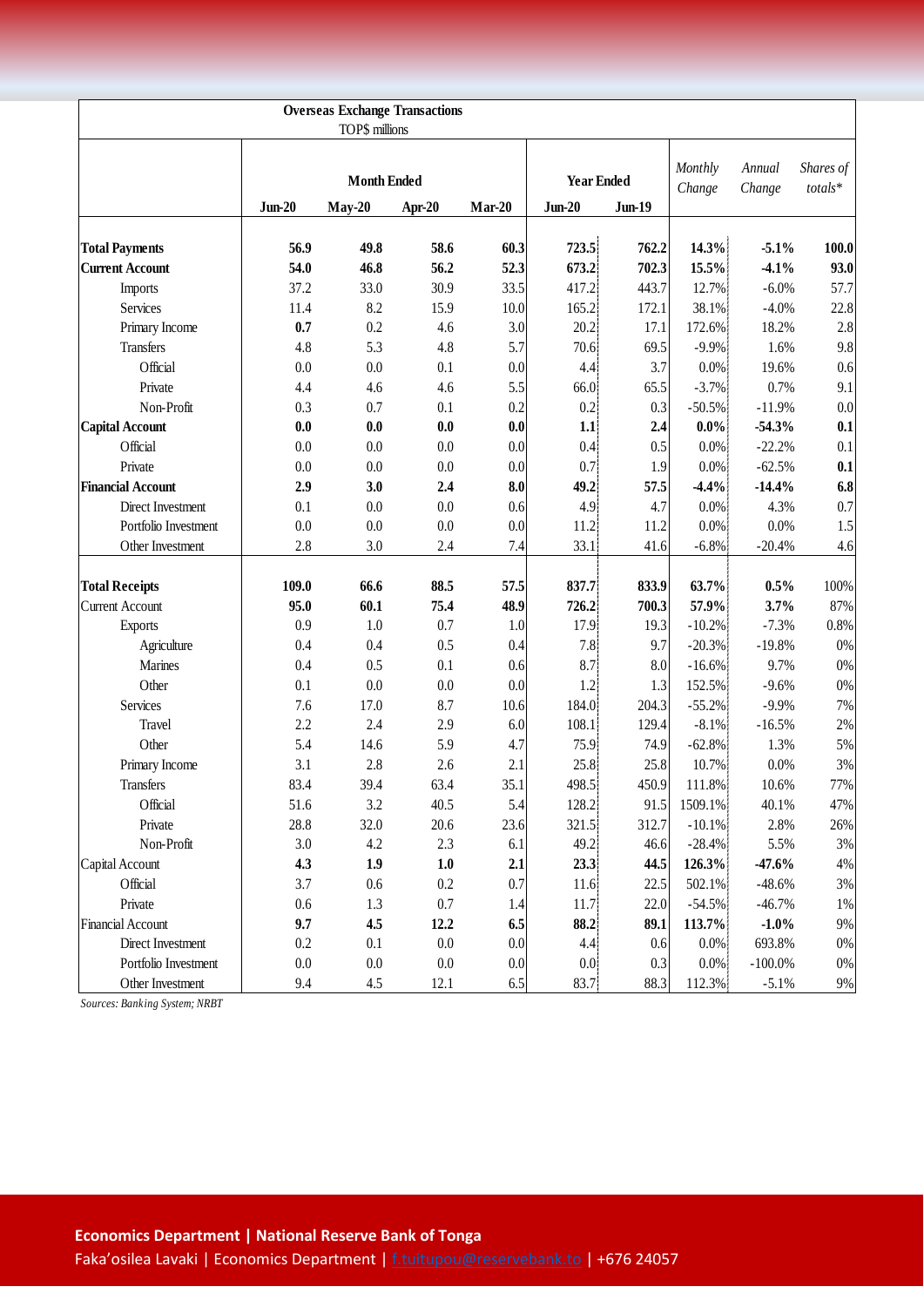**Overseas Exchange Transactions**
TOP$ millions

| | Month Ended | | | | Year Ended | | *Monthly Change* | *Annual Change* | *Shares of totals\** |
|---|---|---|---|---|---|---|---|---|---|
| | **Jun-20** | **May-20** | **Apr-20** | **Mar-20** | **Jun-20** | **Jun-19** | | | |
| **Total Payments** | **56.9** | **49.8** | **58.6** | **60.3** | **723.5** | **762.2** | **14.3%** | **-5.1%** | **100.0** |
| **Current Account** | **54.0** | **46.8** | **56.2** | **52.3** | **673.2** | **702.3** | **15.5%** | **-4.1%** | **93.0** |
| Imports | 37.2 | 33.0 | 30.9 | 33.5 | 417.2 | 443.7 | 12.7% | -6.0% | 57.7 |
| Services | 11.4 | 8.2 | 15.9 | 10.0 | 165.2 | 172.1 | 38.1% | -4.0% | 22.8 |
| Primary Income | **0.7** | 0.2 | 4.6 | 3.0 | 20.2 | 17.1 | 172.6% | 18.2% | 2.8 |
| Transfers | 4.8 | 5.3 | 4.8 | 5.7 | 70.6 | 69.5 | -9.9% | 1.6% | 9.8 |
| Official | 0.0 | 0.0 | 0.1 | 0.0 | 4.4 | 3.7 | 0.0% | 19.6% | 0.6 |
| Private | 4.4 | 4.6 | 4.6 | 5.5 | 66.0 | 65.5 | -3.7% | 0.7% | 9.1 |
| Non-Profit | 0.3 | 0.7 | 0.1 | 0.2 | 0.2 | 0.3 | -50.5% | -11.9% | 0.0 |
| **Capital Account** | **0.0** | **0.0** | **0.0** | **0.0** | **1.1** | **2.4** | **0.0%** | **-54.3%** | **0.1** |
| Official | 0.0 | 0.0 | 0.0 | 0.0 | 0.4 | 0.5 | 0.0% | -22.2% | 0.1 |
| Private | 0.0 | 0.0 | 0.0 | 0.0 | 0.7 | 1.9 | 0.0% | -62.5% | **0.1** |
| **Financial Account** | **2.9** | **3.0** | **2.4** | **8.0** | **49.2** | **57.5** | **-4.4%** | **-14.4%** | **6.8** |
| Direct Investment | 0.1 | 0.0 | 0.0 | 0.6 | 4.9 | 4.7 | 0.0% | 4.3% | 0.7 |
| Portfolio Investment | 0.0 | 0.0 | 0.0 | 0.0 | 11.2 | 11.2 | 0.0% | 0.0% | 1.5 |
| Other Investment | 2.8 | 3.0 | 2.4 | 7.4 | 33.1 | 41.6 | -6.8% | -20.4% | 4.6 |
| **Total Receipts** | **109.0** | **66.6** | **88.5** | **57.5** | **837.7** | **833.9** | **63.7%** | **0.5%** | 100% |
| Current Account | **95.0** | **60.1** | **75.4** | **48.9** | **726.2** | **700.3** | **57.9%** | **3.7%** | 87% |
| Exports | 0.9 | 1.0 | 0.7 | 1.0 | 17.9 | 19.3 | -10.2% | -7.3% | 0.8% |
| Agriculture | 0.4 | 0.4 | 0.5 | 0.4 | 7.8 | 9.7 | -20.3% | -19.8% | 0% |
| Marines | 0.4 | 0.5 | 0.1 | 0.6 | 8.7 | 8.0 | -16.6% | 9.7% | 0% |
| Other | 0.1 | 0.0 | 0.0 | 0.0 | 1.2 | 1.3 | 152.5% | -9.6% | 0% |
| Services | 7.6 | 17.0 | 8.7 | 10.6 | 184.0 | 204.3 | -55.2% | -9.9% | 7% |
| Travel | 2.2 | 2.4 | 2.9 | 6.0 | 108.1 | 129.4 | -8.1% | -16.5% | 2% |
| Other | 5.4 | 14.6 | 5.9 | 4.7 | 75.9 | 74.9 | -62.8% | 1.3% | 5% |
| Primary Income | 3.1 | 2.8 | 2.6 | 2.1 | 25.8 | 25.8 | 10.7% | 0.0% | 3% |
| Transfers | 83.4 | 39.4 | 63.4 | 35.1 | 498.5 | 450.9 | 111.8% | 10.6% | 77% |
| Official | 51.6 | 3.2 | 40.5 | 5.4 | 128.2 | 91.5 | 1509.1% | 40.1% | 47% |
| Private | 28.8 | 32.0 | 20.6 | 23.6 | 321.5 | 312.7 | -10.1% | 2.8% | 26% |
| Non-Profit | 3.0 | 4.2 | 2.3 | 6.1 | 49.2 | 46.6 | -28.4% | 5.5% | 3% |
| Capital Account | **4.3** | **1.9** | **1.0** | **2.1** | **23.3** | **44.5** | **126.3%** | **-47.6%** | 4% |
| Official | 3.7 | 0.6 | 0.2 | 0.7 | 11.6 | 22.5 | 502.1% | -48.6% | 3% |
| Private | 0.6 | 1.3 | 0.7 | 1.4 | 11.7 | 22.0 | -54.5% | -46.7% | 1% |
| Financial Account | **9.7** | **4.5** | **12.2** | **6.5** | **88.2** | **89.1** | **113.7%** | **-1.0%** | 9% |
| Direct Investment | 0.2 | 0.1 | 0.0 | 0.0 | 4.4 | 0.6 | 0.0% | 693.8% | 0% |
| Portfolio Investment | 0.0 | 0.0 | 0.0 | 0.0 | 0.0 | 0.3 | 0.0% | -100.0% | 0% |
| Other Investment | 9.4 | 4.5 | 12.1 | 6.5 | 83.7 | 88.3 | 112.3% | -5.1% | 9% |

*Sources: Banking System; NRBT*

**Economics Department | National Reserve Bank of Tonga**
Faka'osilea Lavaki | Economics Department | f.tuitupou@reservebank.to | +676 24057